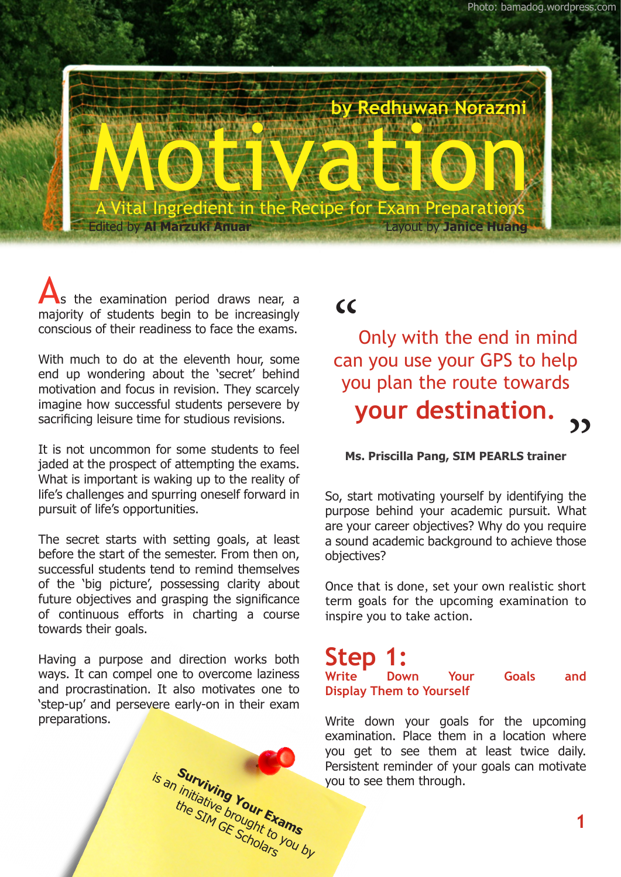Photo: bamadog.wordpress.com

# Motivation

by Redhuwan Norazmi

## A Vital Ingredient in the Recipe for Exam Preparations

Edited by **Al Marzuki Anuar**

Layout by **Janice Huang**

As the examination period draws near, a majority of students begin to be increasingly conscious of their readiness to face the exams.

With much to do at the eleventh hour, some end up wondering about the 'secret' behind motivation and focus in revision. They scarcely imagine how successful students persevere by sacrificing leisure time for studious revisions.

It is not uncommon for some students to feel jaded at the prospect of attempting the exams. What is important is waking up to the reality of life's challenges and spurring oneself forward in pursuit of life's opportunities.

The secret starts with setting goals, at least before the start of the semester. From then on, successful students tend to remind themselves of the 'big picture', possessing clarity about future objectives and grasping the significance of continuous efforts in charting a course towards their goals.

Having a purpose and direction works both ways. It can compel one to overcome laziness and procrastination. It also motivates one to 'step-up' and persevere early-on in their exam preparations.

**Surviving Your Exams** is an initiative brought to you by the SIM GE Scholars

> "Only with the end in mind can you use your GPS to help you plan the route towards **your destination.**"
>
> **Ms. Priscilla Pang, SIM PEARLS trainer**

So, start motivating yourself by identifying the purpose behind your academic pursuit. What are your career objectives? Why do you require a sound academic background to achieve those objectives?

Once that is done, set your own realistic short term goals for the upcoming examination to inspire you to take action.

## Step 1:
### Write Down Your Goals and Display Them to Yourself

Write down your goals for the upcoming examination. Place them in a location where you get to see them at least twice daily. Persistent reminder of your goals can motivate you to see them through.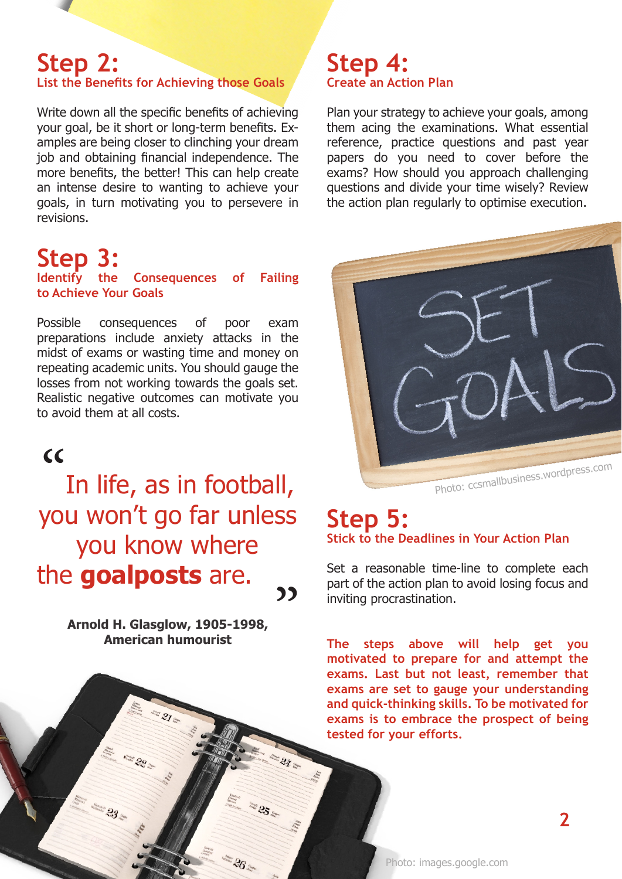## Step 2:
### List the Benefits for Achieving those Goals

Write down all the specific benefits of achieving your goal, be it short or long-term benefits. Examples are being closer to clinching your dream job and obtaining financial independence. The more benefits, the better! This can help create an intense desire to wanting to achieve your goals, in turn motivating you to persevere in revisions.

## Step 3:
### Identify the Consequences of Failing to Achieve Your Goals

Possible consequences of poor exam preparations include anxiety attacks in the midst of exams or wasting time and money on repeating academic units. You should gauge the losses from not working towards the goals set. Realistic negative outcomes can motivate you to avoid them at all costs.

> "In life, as in football, you won't go far unless you know where the **goalposts** are."

**Arnold H. Glasglow, 1905-1998, American humourist**

## Step 4:
### Create an Action Plan

Plan your strategy to achieve your goals, among them acing the examinations. What essential reference, practice questions and past year papers do you need to cover before the exams? How should you approach challenging questions and divide your time wisely? Review the action plan regularly to optimise execution.

Photo: ccsmallbusiness.wordpress.com

## Step 5:
### Stick to the Deadlines in Your Action Plan

Set a reasonable time-line to complete each part of the action plan to avoid losing focus and inviting procrastination.

**The steps above will help get you motivated to prepare for and attempt the exams. Last but not least, remember that exams are set to gauge your understanding and quick-thinking skills. To be motivated for exams is to embrace the prospect of being tested for your efforts.**

Photo: images.google.com